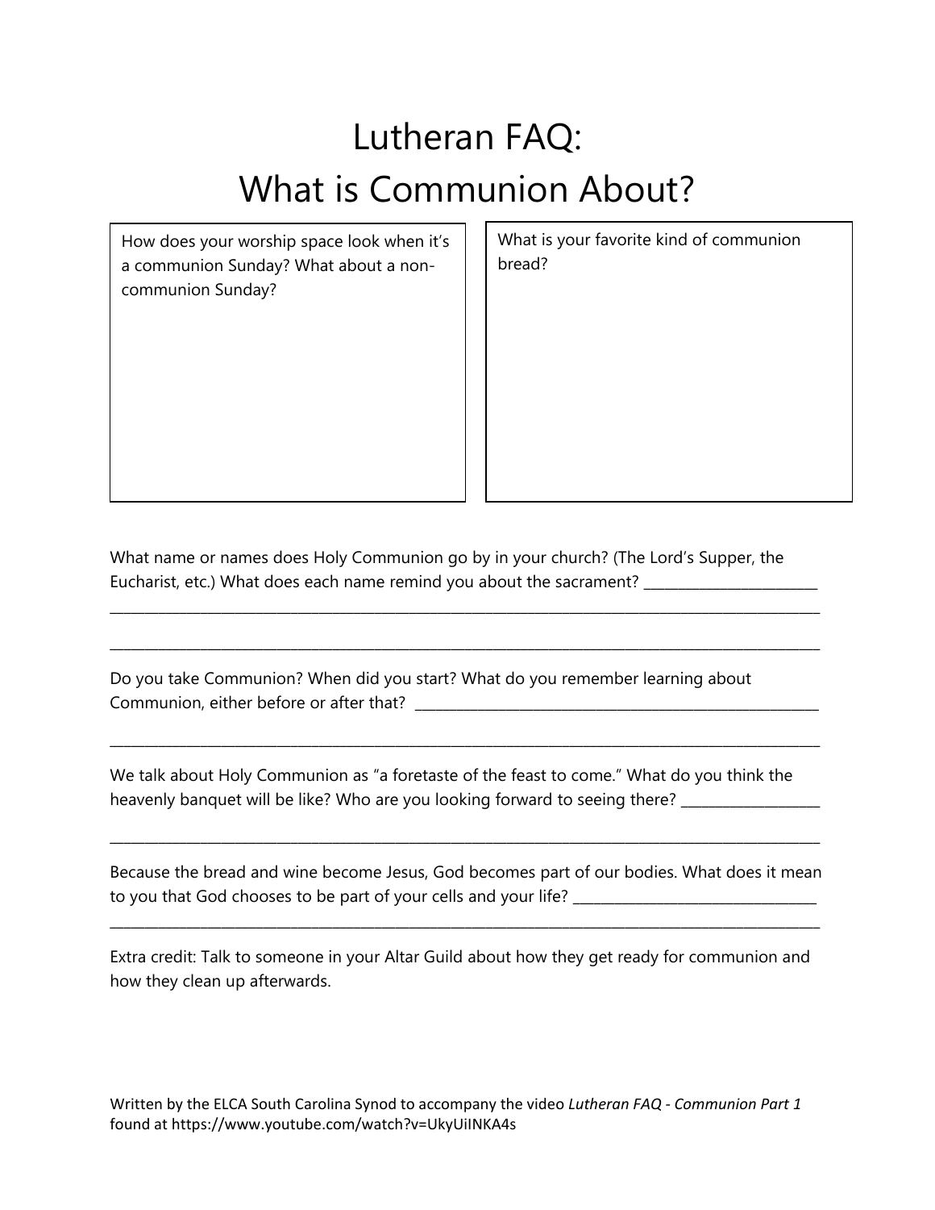# Lutheran FAQ: What is Communion About?

| | |
|---|---|
| How does your worship space look when it's a communion Sunday? What about a non-communion Sunday? | What is your favorite kind of communion bread? |

What name or names does Holy Communion go by in your church? (The Lord's Supper, the Eucharist, etc.) What does each name remind you about the sacrament? ________________________

____________________________________________________________________________________________________

____________________________________________________________________________________________________

Do you take Communion? When did you start? What do you remember learning about Communion, either before or after that? ________________________________________________________

____________________________________________________________________________________________________

We talk about Holy Communion as "a foretaste of the feast to come." What do you think the heavenly banquet will be like? Who are you looking forward to seeing there? ___________________

____________________________________________________________________________________________________

Because the bread and wine become Jesus, God becomes part of our bodies. What does it mean to you that God chooses to be part of your cells and your life? _________________________________

____________________________________________________________________________________________________

Extra credit: Talk to someone in your Altar Guild about how they get ready for communion and how they clean up afterwards.

Written by the ELCA South Carolina Synod to accompany the video *Lutheran FAQ - Communion Part 1* found at https://www.youtube.com/watch?v=UkyUiINKA4s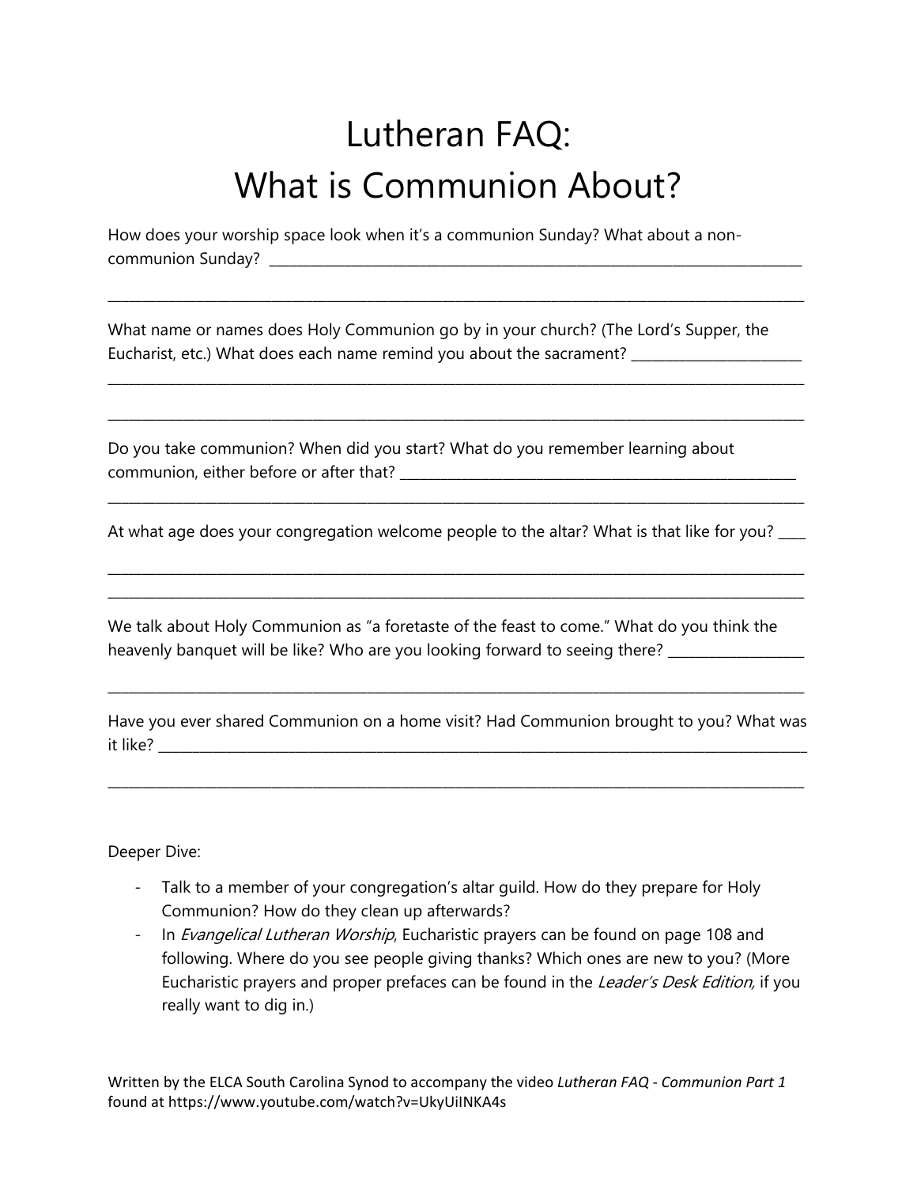# Lutheran FAQ:
# What is Communion About?

How does your worship space look when it's a communion Sunday? What about a non-communion Sunday? ______________________________________________________________________

_____________________________________________________________________________________

What name or names does Holy Communion go by in your church? (The Lord's Supper, the Eucharist, etc.) What does each name remind you about the sacrament? ______________________

_____________________________________________________________________________________

_____________________________________________________________________________________

Do you take communion? When did you start? What do you remember learning about communion, either before or after that? ____________________________________________________

_____________________________________________________________________________________

At what age does your congregation welcome people to the altar? What is that like for you? ____

_____________________________________________________________________________________

_____________________________________________________________________________________

We talk about Holy Communion as "a foretaste of the feast to come." What do you think the heavenly banquet will be like? Who are you looking forward to seeing there? __________________

_____________________________________________________________________________________

Have you ever shared Communion on a home visit? Had Communion brought to you? What was it like? _________________________________________________________________________________

_____________________________________________________________________________________

Deeper Dive:

- Talk to a member of your congregation's altar guild. How do they prepare for Holy Communion? How do they clean up afterwards?
- In *Evangelical Lutheran Worship*, Eucharistic prayers can be found on page 108 and following. Where do you see people giving thanks? Which ones are new to you? (More Eucharistic prayers and proper prefaces can be found in the *Leader's Desk Edition,* if you really want to dig in.)

Written by the ELCA South Carolina Synod to accompany the video *Lutheran FAQ - Communion Part 1* found at https://www.youtube.com/watch?v=UkyUiINKA4s